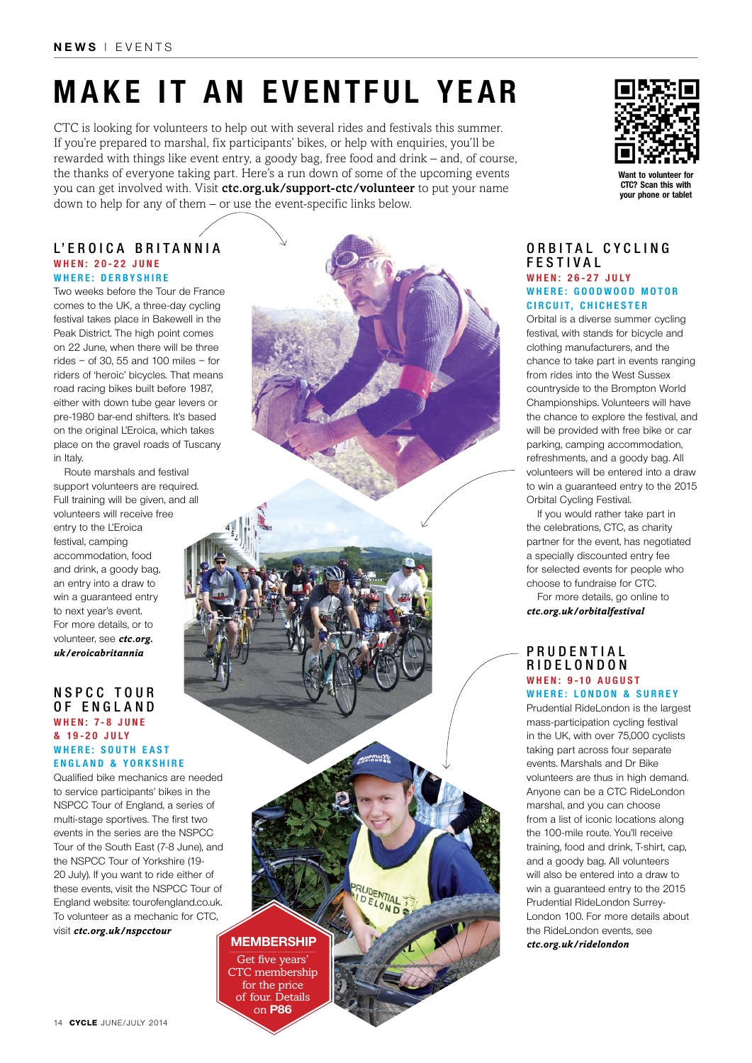# MAKE IT AN EVENTFUL YEAR

CTC is looking for volunteers to help out with several rides and festivals this summer. If you're prepared to marshal, fix participants' bikes, or help with enquiries, you'll be rewarded with things like event entry, a goody bag, free food and drink – and, of course, the thanks of everyone taking part. Here's a run down of some of the upcoming events you can get involved with. Visit **ctc.org.uk/support-ctc/volunteer** to put your name down to help for any of them – or use the event-specific links below.

Want to volunteer for CTC? Scan this with your phone or tablet

## L'EROICA BRITANNIA

**WHEN: 20-22 JUNE**
**WHERE: DERBYSHIRE**

Two weeks before the Tour de France comes to the UK, a three-day cycling festival takes place in Bakewell in the Peak District. The high point comes on 22 June, when there will be three rides – of 30, 55 and 100 miles – for riders of 'heroic' bicycles. That means road racing bikes built before 1987, either with down tube gear levers or pre-1980 bar-end shifters. It's based on the original L'Eroica, which takes place on the gravel roads of Tuscany in Italy.

Route marshals and festival support volunteers are required. Full training will be given, and all volunteers will receive free entry to the L'Eroica festival, camping accommodation, food and drink, a goody bag, an entry into a draw to win a guaranteed entry to next year's event. For more details, or to volunteer, see ***ctc.org.uk/eroicabritannia***

## NSPCC TOUR OF ENGLAND

**WHEN: 7-8 JUNE & 19-20 JULY**
**WHERE: SOUTH EAST ENGLAND & YORKSHIRE**

Qualified bike mechanics are needed to service participants' bikes in the NSPCC Tour of England, a series of multi-stage sportives. The first two events in the series are the NSPCC Tour of the South East (7-8 June), and the NSPCC Tour of Yorkshire (19-20 July). If you want to ride either of these events, visit the NSPCC Tour of England website: tourofengland.co.uk. To volunteer as a mechanic for CTC, visit ***ctc.org.uk/nspcctour***

## ORBITAL CYCLING FESTIVAL

**WHEN: 26-27 JULY**
**WHERE: GOODWOOD MOTOR CIRCUIT, CHICHESTER**

Orbital is a diverse summer cycling festival, with stands for bicycle and clothing manufacturers, and the chance to take part in events ranging from rides into the West Sussex countryside to the Brompton World Championships. Volunteers will have the chance to explore the festival, and will be provided with free bike or car parking, camping accommodation, refreshments, and a goody bag. All volunteers will be entered into a draw to win a guaranteed entry to the 2015 Orbital Cycling Festival.

If you would rather take part in the celebrations, CTC, as charity partner for the event, has negotiated a specially discounted entry fee for selected events for people who choose to fundraise for CTC.

For more details, go online to ***ctc.org.uk/orbitalfestival***

## PRUDENTIAL RIDELONDON

**WHEN: 9-10 AUGUST**
**WHERE: LONDON & SURREY**

Prudential RideLondon is the largest mass-participation cycling festival in the UK, with over 75,000 cyclists taking part across four separate events. Marshals and Dr Bike volunteers are thus in high demand. Anyone can be a CTC RideLondon marshal, and you can choose from a list of iconic locations along the 100-mile route. You'll receive training, food and drink, T-shirt, cap, and a goody bag. All volunteers will also be entered into a draw to win a guaranteed entry to the 2015 Prudential RideLondon Surrey-London 100. For more details about the RideLondon events, see ***ctc.org.uk/ridelondon***

**MEMBERSHIP**
Get five years' CTC membership for the price of four. Details on **P86**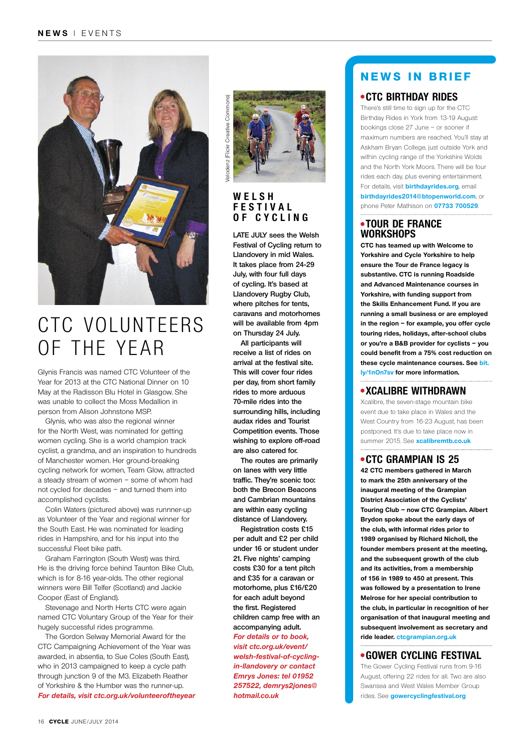# CTC VOLUNTEERS OF THE YEAR

Glynis Francis was named CTC Volunteer of the Year for 2013 at the CTC National Dinner on 10 May at the Radisson Blu Hotel in Glasgow. She was unable to collect the Moss Medallion in person from Alison Johnstone MSP.

Glynis, who was also the regional winner for the North West, was nominated for getting women cycling. She is a world champion track cyclist, a grandma, and an inspiration to hundreds of Manchester women. Her ground-breaking cycling network for women, Team Glow, attracted a steady stream of women – some of whom had not cycled for decades – and turned them into accomplished cyclists.

Colin Waters (pictured above) was runnner-up as Volunteer of the Year and regional winner for the South East. He was nominated for leading rides in Hampshire, and for his input into the successful Fleet bike path.

Graham Farrington (South West) was third. He is the driving force behind Taunton Bike Club, which is for 8-16 year-olds. The other regional winners were Bill Telfer (Scotland) and Jackie Cooper (East of England).

Stevenage and North Herts CTC were again named CTC Voluntary Group of the Year for their hugely successful rides programme.

The Gordon Selway Memorial Award for the CTC Campaigning Achievement of the Year was awarded, in absentia, to Sue Coles (South East), who in 2013 campaigned to keep a cycle path through junction 9 of the M3. Elizabeth Reather of Yorkshire & the Humber was the runner-up.

***For details, visit ctc.org.uk/volunteeroftheyear***

Velodenz (Flickr Creative Commons)

# WELSH FESTIVAL OF CYCLING

LATE JULY sees the Welsh Festival of Cycling return to Llandovery in mid Wales. It takes place from 24-29 July, with four full days of cycling. It's based at Llandovery Rugby Club, where pitches for tents, caravans and motorhomes will be available from 4pm on Thursday 24 July.

All participants will receive a list of rides on arrival at the festival site. This will cover four rides per day, from short family rides to more arduous 70-mile rides into the surrounding hills, including audax rides and Tourist Competition events. Those wishing to explore off-road are also catered for.

The routes are primarily on lanes with very little traffic. They're scenic too: both the Brecon Beacons and Cambrian mountains are within easy cycling distance of Llandovery.

Registration costs £15 per adult and £2 per child under 16 or student under 21. Five nights' camping costs £30 for a tent pitch and £35 for a caravan or motorhome, plus £16/£20 for each adult beyond the first. Registered children camp free with an accompanying adult.

***For details or to book, visit ctc.org.uk/event/welsh-festival-of-cycling-in-llandovery or contact Emrys Jones: tel 01952 257522, demrys2jones@hotmail.co.uk***

# NEWS IN BRIEF

## CTC BIRTHDAY RIDES

There's still time to sign up for the CTC Birthday Rides in York from 13-19 August: bookings close 27 June – or sooner if maximum numbers are reached. You'll stay at Askham Bryan College, just outside York and within cycling range of the Yorkshire Wolds and the North York Moors. There will be four rides each day, plus evening entertainment. For details, visit **birthdayrides.org**, email **birthdayrides2014@btopenworld.com**, or phone Peter Mathison on **07733 700529**.

## TOUR DE FRANCE WORKSHOPS

**CTC has teamed up with Welcome to Yorkshire and Cycle Yorkshire to help ensure the Tour de France legacy is substantive. CTC is running Roadside and Advanced Maintenance courses in Yorkshire, with funding support from the Skills Enhancement Fund. If you are running a small business or are employed in the region – for example, you offer cycle touring rides, holidays, after-school clubs or you're a B&B provider for cyclists – you could benefit from a 75% cost reduction on these cycle maintenance courses. See bit.ly/1nOn7sv for more information.**

## XCALIBRE WITHDRAWN

Xcalibre, the seven-stage mountain bike event due to take place in Wales and the West Country from 16-23 August, has been postponed. It's due to take place now in summer 2015. See **xcalibremtb.co.uk**

## CTC GRAMPIAN IS 25

**42 CTC members gathered in March to mark the 25th anniversary of the inaugural meeting of the Grampian District Association of the Cyclists' Touring Club – now CTC Grampian. Albert Brydon spoke about the early days of the club, with informal rides prior to 1989 organised by Richard Nicholl, the founder members present at the meeting, and the subsequent growth of the club and its activities, from a membership of 156 in 1989 to 450 at present. This was followed by a presentation to Irene Melrose for her special contribution to the club, in particular in recognition of her organisation of that inaugural meeting and subsequent involvement as secretary and ride leader. ctcgrampian.org.uk**

## GOWER CYCLING FESTIVAL

The Gower Cycling Festival runs from 9-16 August, offering 22 rides for all. Two are also Swansea and West Wales Member Group rides. See **gowercyclingfestival.org**